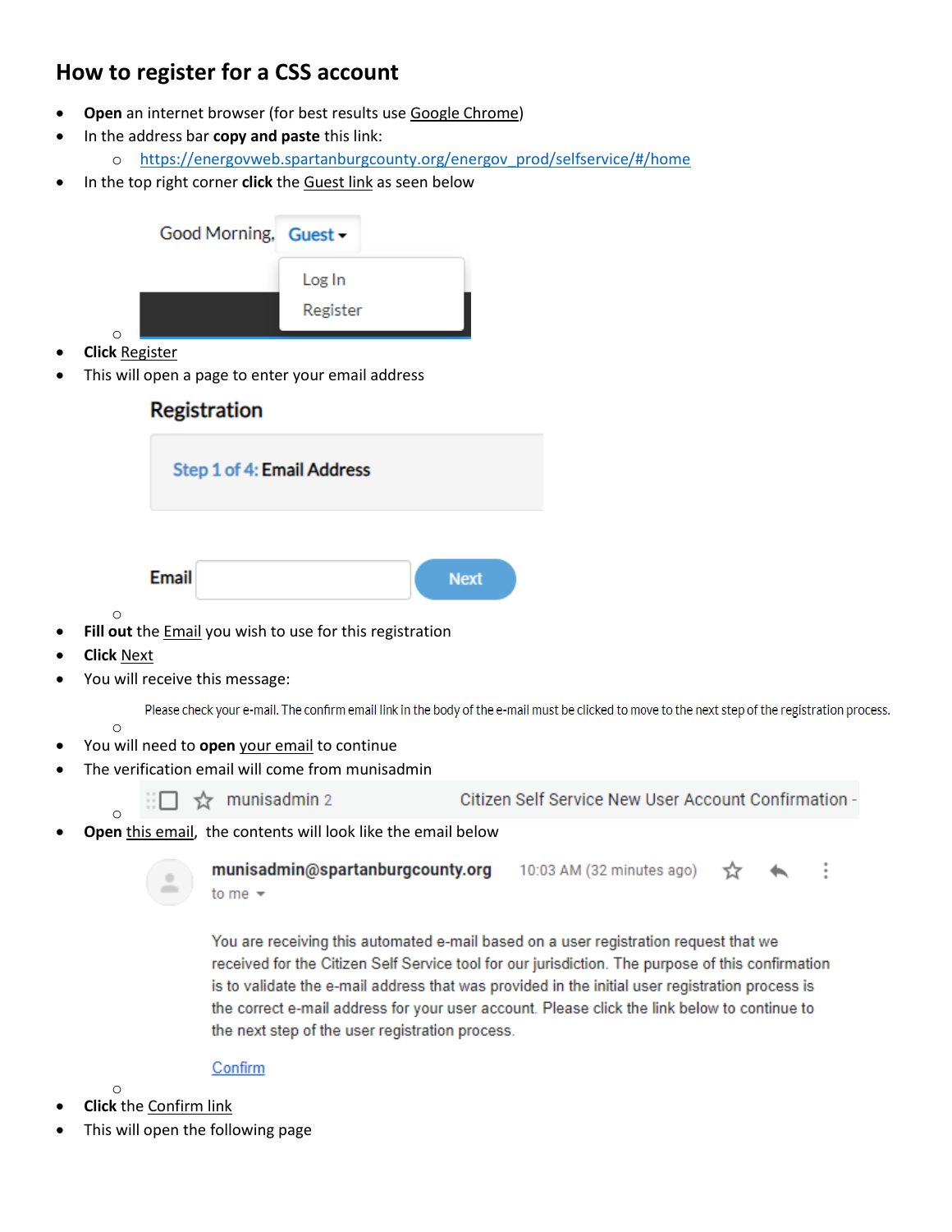## How to register for a CSS account

- **Open** an internet browser (for best results use Google Chrome)
- In the address bar **copy and paste** this link:
  - https://energovweb.spartanburgcounty.org/energov_prod/selfservice/#/home
- In the top right corner **click** the Guest link as seen below

  Good Morning, Guest ▾

  Log In

  Register

- **Click** Register
- This will open a page to enter your email address

  **Registration**

  Step 1 of 4: **Email Address**

  **Email** [ ] **Next**

- **Fill out** the Email you wish to use for this registration
- **Click** Next
- You will receive this message:
  - Please check your e-mail. The confirm email link in the body of the e-mail must be clicked to move to the next step of the registration process.
- You will need to **open** your email to continue
- The verification email will come from munisadmin
  - munisadmin 2 — Citizen Self Service New User Account Confirmation -
- **Open** this email, the contents will look like the email below

  **munisadmin@spartanburgcounty.org** 10:03 AM (32 minutes ago)

  to me

  You are receiving this automated e-mail based on a user registration request that we received for the Citizen Self Service tool for our jurisdiction. The purpose of this confirmation is to validate the e-mail address that was provided in the initial user registration process is the correct e-mail address for your user account. Please click the link below to continue to the next step of the user registration process.

  Confirm

- **Click** the Confirm link
- This will open the following page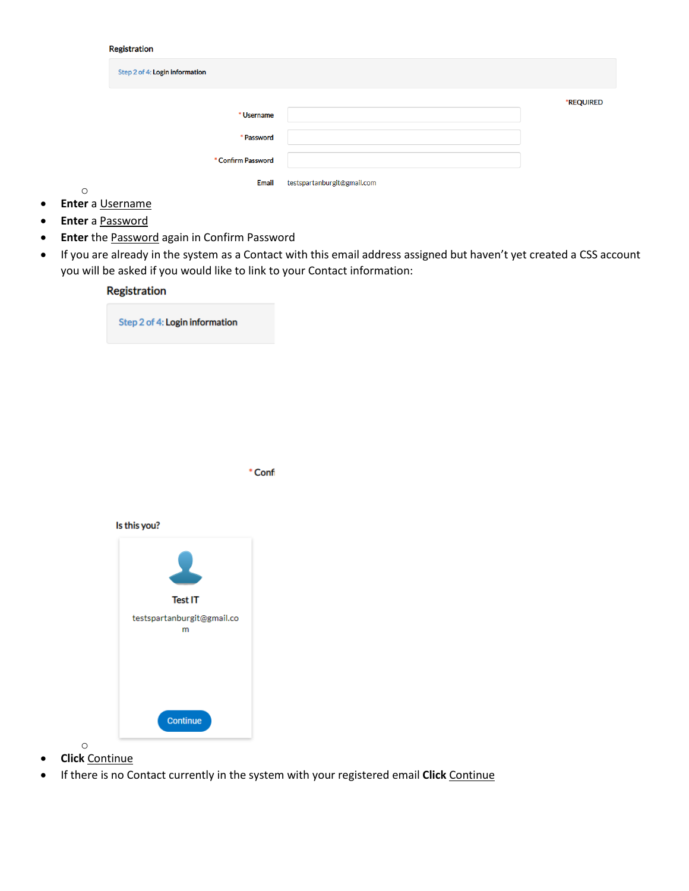Registration

Step 2 of 4: Login information

*REQUIRED

* Username

* Password

* Confirm Password

Email testspartanburgit@gmail.com

- **Enter** a Username
- **Enter** a Password
- **Enter** the Password again in Confirm Password
- If you are already in the system as a Contact with this email address assigned but haven't yet created a CSS account you will be asked if you would like to link to your Contact information:

Registration

Step 2 of 4: Login information

* Conf

Is this you?

Test IT

testspartanburgit@gmail.com

Continue

- **Click** Continue
- If there is no Contact currently in the system with your registered email **Click** Continue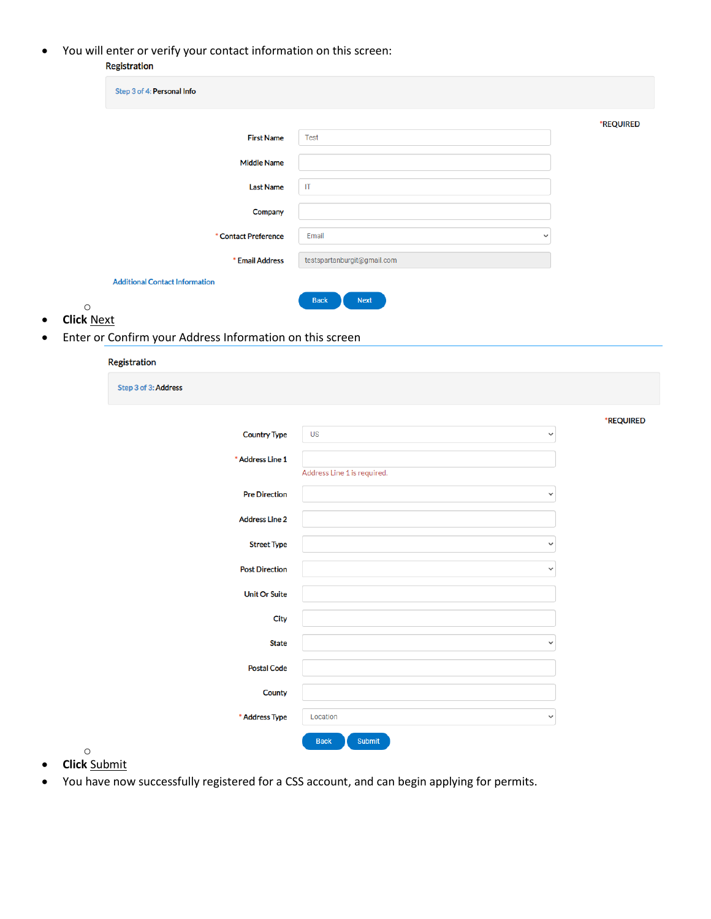- You will enter or verify your contact information on this screen:

Registration

Step 3 of 4: Personal Info

*REQUIRED

| | |
|---|---|
| First Name | Test |
| Middle Name | |
| Last Name | IT |
| Company | |
| * Contact Preference | Email |
| * Email Address | testspartanburgit@gmail.com |

Additional Contact Information

Back Next

  - 
- **Click** Next
- Enter or Confirm your Address Information on this screen

Registration

Step 3 of 3: Address

*REQUIRED

| | |
|---|---|
| Country Type | US |
| * Address Line 1 | Address Line 1 is required. |
| Pre Direction | |
| Address Line 2 | |
| Street Type | |
| Post Direction | |
| Unit Or Suite | |
| City | |
| State | |
| Postal Code | |
| County | |
| * Address Type | Location |

Back Submit

  - 
- **Click** Submit
- You have now successfully registered for a CSS account, and can begin applying for permits.